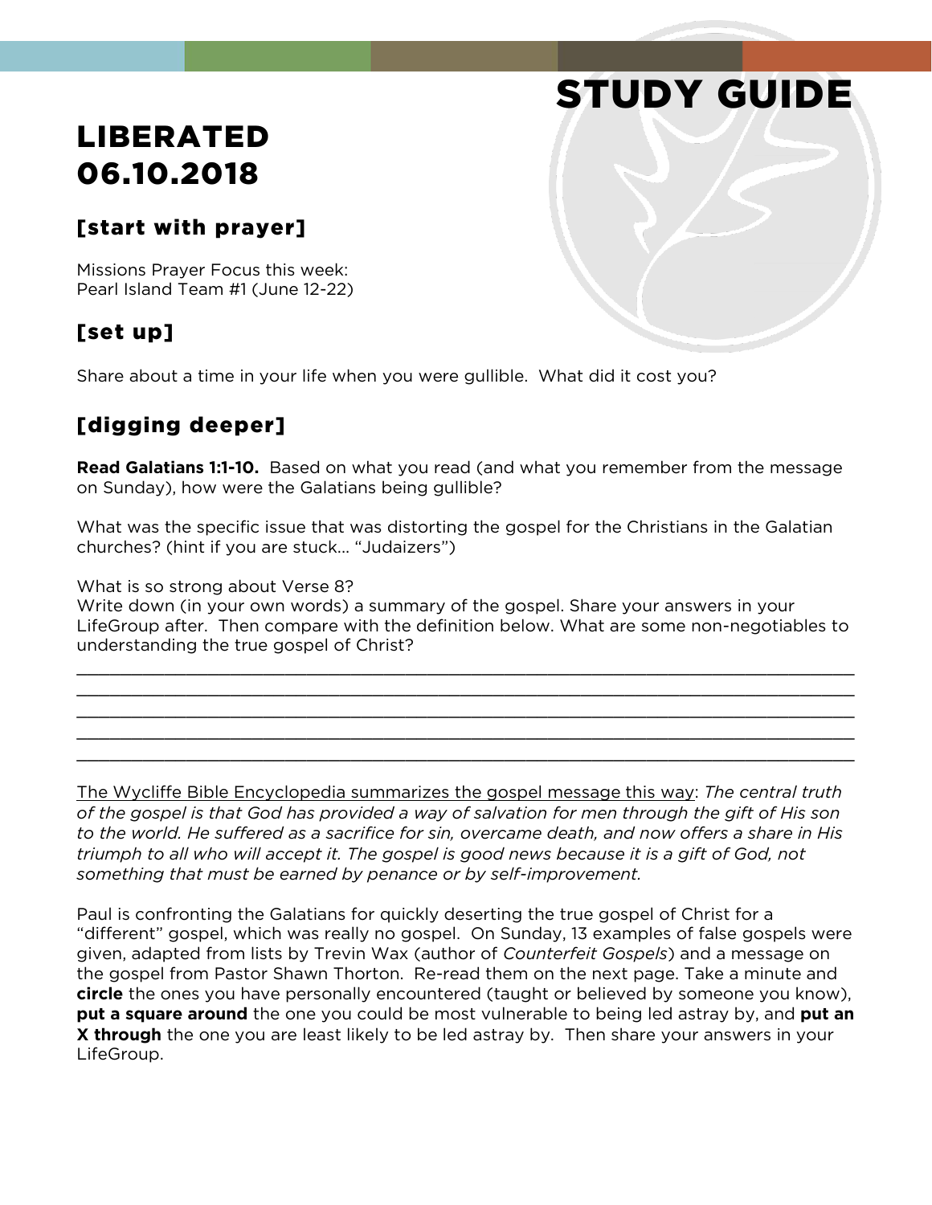# STUDY GUIDE

# LIBERATED
# 06.10.2018

## [start with prayer]

Missions Prayer Focus this week:
Pearl Island Team #1 (June 12-22)

## [set up]

Share about a time in your life when you were gullible. What did it cost you?

## [digging deeper]

**Read Galatians 1:1-10.** Based on what you read (and what you remember from the message on Sunday), how were the Galatians being gullible?

What was the specific issue that was distorting the gospel for the Christians in the Galatian churches? (hint if you are stuck… "Judaizers")

What is so strong about Verse 8?
Write down (in your own words) a summary of the gospel. Share your answers in your LifeGroup after. Then compare with the definition below. What are some non-negotiables to understanding the true gospel of Christ?

\_\_\_\_\_\_\_\_\_\_\_\_\_\_\_\_\_\_\_\_\_\_\_\_\_\_\_\_\_\_\_\_\_\_\_\_\_\_\_\_\_\_\_\_\_\_\_\_\_\_\_\_\_\_\_\_\_\_\_\_\_\_\_\_\_\_\_\_\_\_\_\_
\_\_\_\_\_\_\_\_\_\_\_\_\_\_\_\_\_\_\_\_\_\_\_\_\_\_\_\_\_\_\_\_\_\_\_\_\_\_\_\_\_\_\_\_\_\_\_\_\_\_\_\_\_\_\_\_\_\_\_\_\_\_\_\_\_\_\_\_\_\_\_\_
\_\_\_\_\_\_\_\_\_\_\_\_\_\_\_\_\_\_\_\_\_\_\_\_\_\_\_\_\_\_\_\_\_\_\_\_\_\_\_\_\_\_\_\_\_\_\_\_\_\_\_\_\_\_\_\_\_\_\_\_\_\_\_\_\_\_\_\_\_\_\_\_
\_\_\_\_\_\_\_\_\_\_\_\_\_\_\_\_\_\_\_\_\_\_\_\_\_\_\_\_\_\_\_\_\_\_\_\_\_\_\_\_\_\_\_\_\_\_\_\_\_\_\_\_\_\_\_\_\_\_\_\_\_\_\_\_\_\_\_\_\_\_\_\_
\_\_\_\_\_\_\_\_\_\_\_\_\_\_\_\_\_\_\_\_\_\_\_\_\_\_\_\_\_\_\_\_\_\_\_\_\_\_\_\_\_\_\_\_\_\_\_\_\_\_\_\_\_\_\_\_\_\_\_\_\_\_\_\_\_\_\_\_\_\_\_\_

The Wycliffe Bible Encyclopedia summarizes the gospel message this way: *The central truth of the gospel is that God has provided a way of salvation for men through the gift of His son to the world. He suffered as a sacrifice for sin, overcame death, and now offers a share in His triumph to all who will accept it. The gospel is good news because it is a gift of God, not something that must be earned by penance or by self-improvement.*

Paul is confronting the Galatians for quickly deserting the true gospel of Christ for a "different" gospel, which was really no gospel. On Sunday, 13 examples of false gospels were given, adapted from lists by Trevin Wax (author of *Counterfeit Gospels*) and a message on the gospel from Pastor Shawn Thorton. Re-read them on the next page. Take a minute and **circle** the ones you have personally encountered (taught or believed by someone you know), **put a square around** the one you could be most vulnerable to being led astray by, and **put an X through** the one you are least likely to be led astray by. Then share your answers in your LifeGroup.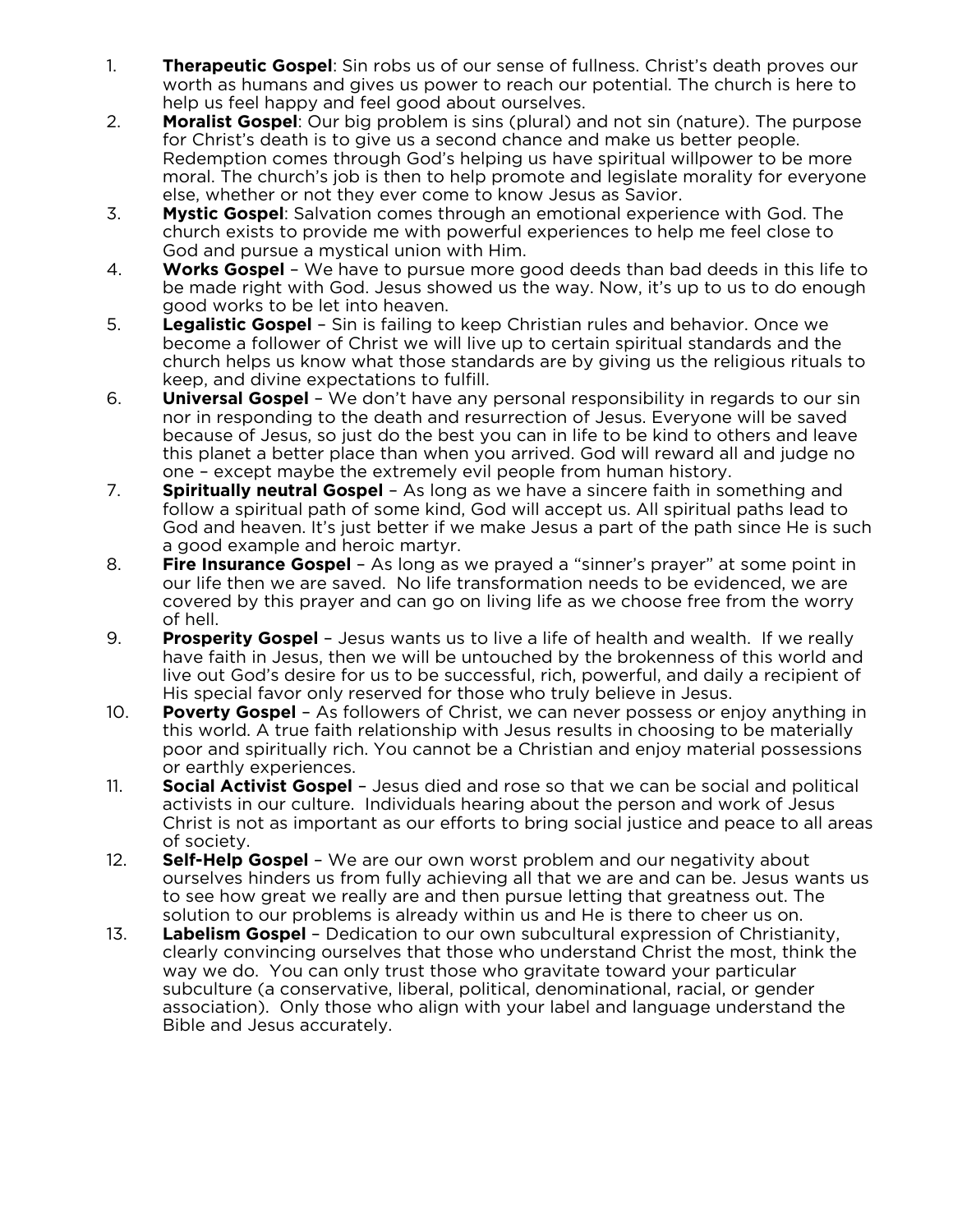1. **Therapeutic Gospel**: Sin robs us of our sense of fullness. Christ's death proves our worth as humans and gives us power to reach our potential. The church is here to help us feel happy and feel good about ourselves.
2. **Moralist Gospel**: Our big problem is sins (plural) and not sin (nature). The purpose for Christ's death is to give us a second chance and make us better people. Redemption comes through God's helping us have spiritual willpower to be more moral. The church's job is then to help promote and legislate morality for everyone else, whether or not they ever come to know Jesus as Savior.
3. **Mystic Gospel**: Salvation comes through an emotional experience with God. The church exists to provide me with powerful experiences to help me feel close to God and pursue a mystical union with Him.
4. **Works Gospel** – We have to pursue more good deeds than bad deeds in this life to be made right with God. Jesus showed us the way. Now, it's up to us to do enough good works to be let into heaven.
5. **Legalistic Gospel** – Sin is failing to keep Christian rules and behavior. Once we become a follower of Christ we will live up to certain spiritual standards and the church helps us know what those standards are by giving us the religious rituals to keep, and divine expectations to fulfill.
6. **Universal Gospel** – We don't have any personal responsibility in regards to our sin nor in responding to the death and resurrection of Jesus. Everyone will be saved because of Jesus, so just do the best you can in life to be kind to others and leave this planet a better place than when you arrived. God will reward all and judge no one – except maybe the extremely evil people from human history.
7. **Spiritually neutral Gospel** – As long as we have a sincere faith in something and follow a spiritual path of some kind, God will accept us. All spiritual paths lead to God and heaven. It's just better if we make Jesus a part of the path since He is such a good example and heroic martyr.
8. **Fire Insurance Gospel** – As long as we prayed a "sinner's prayer" at some point in our life then we are saved. No life transformation needs to be evidenced, we are covered by this prayer and can go on living life as we choose free from the worry of hell.
9. **Prosperity Gospel** – Jesus wants us to live a life of health and wealth. If we really have faith in Jesus, then we will be untouched by the brokenness of this world and live out God's desire for us to be successful, rich, powerful, and daily a recipient of His special favor only reserved for those who truly believe in Jesus.
10. **Poverty Gospel** – As followers of Christ, we can never possess or enjoy anything in this world. A true faith relationship with Jesus results in choosing to be materially poor and spiritually rich. You cannot be a Christian and enjoy material possessions or earthly experiences.
11. **Social Activist Gospel** – Jesus died and rose so that we can be social and political activists in our culture. Individuals hearing about the person and work of Jesus Christ is not as important as our efforts to bring social justice and peace to all areas of society.
12. **Self-Help Gospel** – We are our own worst problem and our negativity about ourselves hinders us from fully achieving all that we are and can be. Jesus wants us to see how great we really are and then pursue letting that greatness out. The solution to our problems is already within us and He is there to cheer us on.
13. **Labelism Gospel** – Dedication to our own subcultural expression of Christianity, clearly convincing ourselves that those who understand Christ the most, think the way we do. You can only trust those who gravitate toward your particular subculture (a conservative, liberal, political, denominational, racial, or gender association). Only those who align with your label and language understand the Bible and Jesus accurately.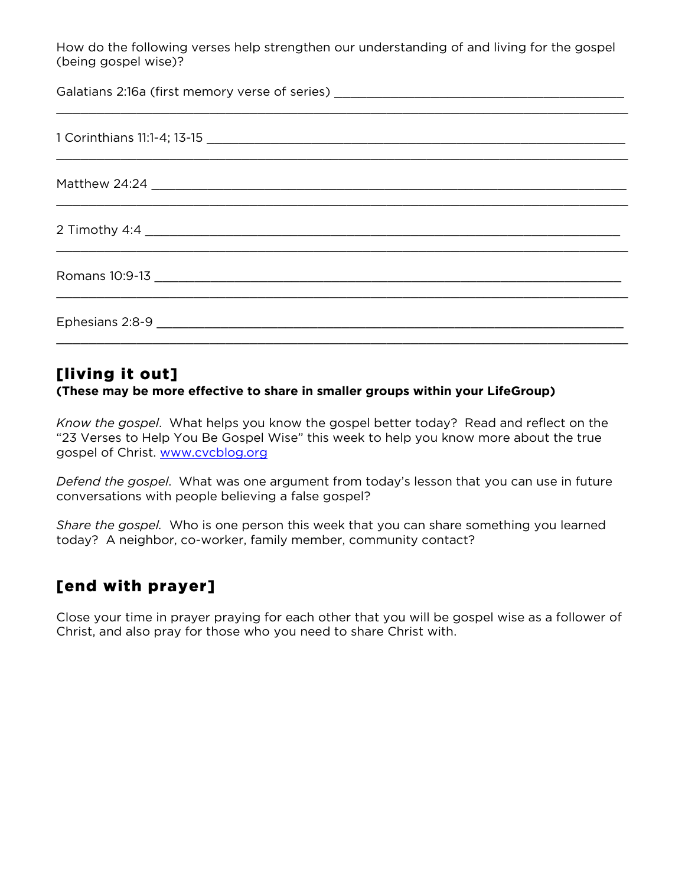How do the following verses help strengthen our understanding of and living for the gospel (being gospel wise)?

Galatians 2:16a (first memory verse of series) ________________________________________
______________________________________________________________________________

1 Corinthians 11:1-4; 13-15 ______________________________________________________
______________________________________________________________________________

Matthew 24:24 ____________________________________________________________________
______________________________________________________________________________

2 Timothy 4:4 ____________________________________________________________________
______________________________________________________________________________

Romans 10:9-13 ___________________________________________________________________
______________________________________________________________________________

Ephesians 2:8-9 ___________________________________________________________________
______________________________________________________________________________

## [living it out]

**(These may be more effective to share in smaller groups within your LifeGroup)**

*Know the gospel*. What helps you know the gospel better today? Read and reflect on the "23 Verses to Help You Be Gospel Wise" this week to help you know more about the true gospel of Christ. [www.cvcblog.org](http://www.cvcblog.org)

*Defend the gospel*. What was one argument from today's lesson that you can use in future conversations with people believing a false gospel?

*Share the gospel.* Who is one person this week that you can share something you learned today? A neighbor, co-worker, family member, community contact?

## [end with prayer]

Close your time in prayer praying for each other that you will be gospel wise as a follower of Christ, and also pray for those who you need to share Christ with.